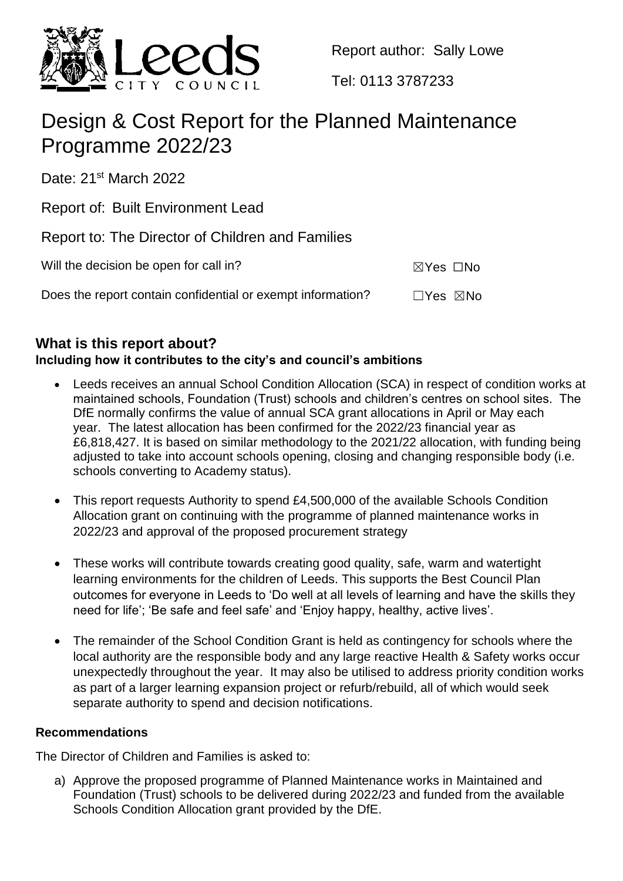Report author: Sally Lowe

Tel: 0113 3787233

# Design & Cost Report for the Planned Maintenance Programme 2022/23

Date: 21st March 2022

Report of: Built Environment Lead

Report to: The Director of Children and Families

| | |
|---|---|
| Will the decision be open for call in? | ☒Yes ☐No |
| Does the report contain confidential or exempt information? | ☐Yes ☒No |

## What is this report about?

**Including how it contributes to the city's and council's ambitions**

- Leeds receives an annual School Condition Allocation (SCA) in respect of condition works at maintained schools, Foundation (Trust) schools and children's centres on school sites. The DfE normally confirms the value of annual SCA grant allocations in April or May each year. The latest allocation has been confirmed for the 2022/23 financial year as £6,818,427. It is based on similar methodology to the 2021/22 allocation, with funding being adjusted to take into account schools opening, closing and changing responsible body (i.e. schools converting to Academy status).
- This report requests Authority to spend £4,500,000 of the available Schools Condition Allocation grant on continuing with the programme of planned maintenance works in 2022/23 and approval of the proposed procurement strategy
- These works will contribute towards creating good quality, safe, warm and watertight learning environments for the children of Leeds. This supports the Best Council Plan outcomes for everyone in Leeds to 'Do well at all levels of learning and have the skills they need for life'; 'Be safe and feel safe' and 'Enjoy happy, healthy, active lives'.
- The remainder of the School Condition Grant is held as contingency for schools where the local authority are the responsible body and any large reactive Health & Safety works occur unexpectedly throughout the year. It may also be utilised to address priority condition works as part of a larger learning expansion project or refurb/rebuild, all of which would seek separate authority to spend and decision notifications.

**Recommendations**

The Director of Children and Families is asked to:

a) Approve the proposed programme of Planned Maintenance works in Maintained and Foundation (Trust) schools to be delivered during 2022/23 and funded from the available Schools Condition Allocation grant provided by the DfE.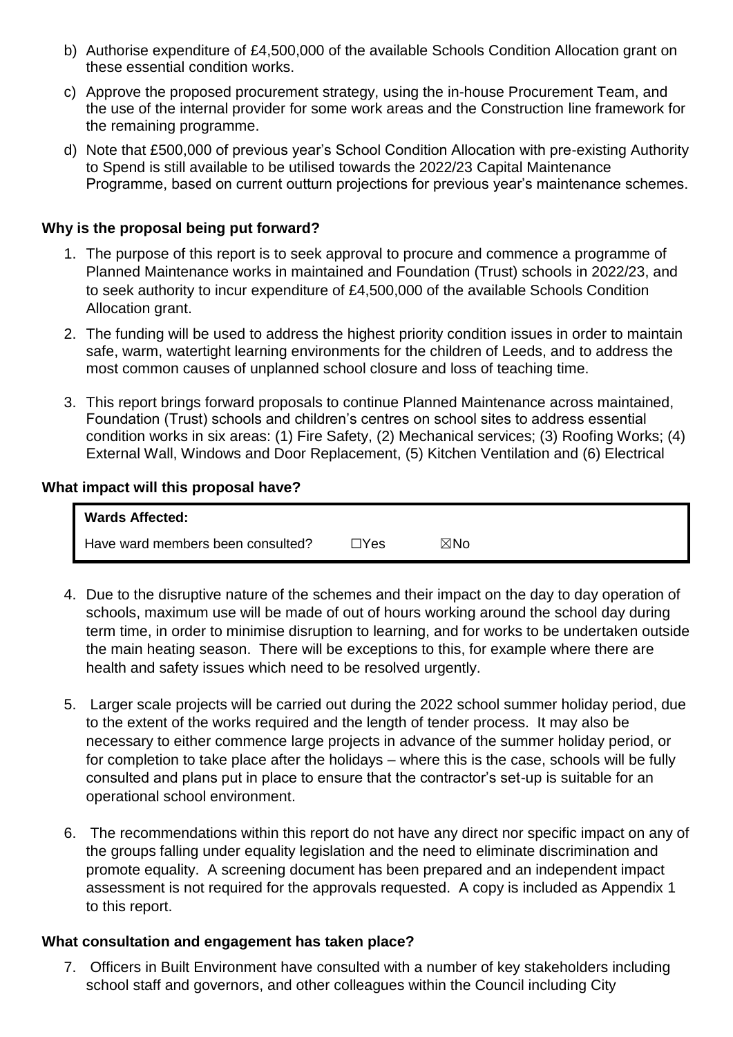b) Authorise expenditure of £4,500,000 of the available Schools Condition Allocation grant on these essential condition works.

c) Approve the proposed procurement strategy, using the in-house Procurement Team, and the use of the internal provider for some work areas and the Construction line framework for the remaining programme.

d) Note that £500,000 of previous year's School Condition Allocation with pre-existing Authority to Spend is still available to be utilised towards the 2022/23 Capital Maintenance Programme, based on current outturn projections for previous year's maintenance schemes.

**Why is the proposal being put forward?**

1. The purpose of this report is to seek approval to procure and commence a programme of Planned Maintenance works in maintained and Foundation (Trust) schools in 2022/23, and to seek authority to incur expenditure of £4,500,000 of the available Schools Condition Allocation grant.

2. The funding will be used to address the highest priority condition issues in order to maintain safe, warm, watertight learning environments for the children of Leeds, and to address the most common causes of unplanned school closure and loss of teaching time.

3. This report brings forward proposals to continue Planned Maintenance across maintained, Foundation (Trust) schools and children's centres on school sites to address essential condition works in six areas: (1) Fire Safety, (2) Mechanical services; (3) Roofing Works; (4) External Wall, Windows and Door Replacement, (5) Kitchen Ventilation and (6) Electrical

**What impact will this proposal have?**

| **Wards Affected:** | | |
|---|---|---|
| Have ward members been consulted? | ☐Yes | ☒No |

4. Due to the disruptive nature of the schemes and their impact on the day to day operation of schools, maximum use will be made of out of hours working around the school day during term time, in order to minimise disruption to learning, and for works to be undertaken outside the main heating season. There will be exceptions to this, for example where there are health and safety issues which need to be resolved urgently.

5. Larger scale projects will be carried out during the 2022 school summer holiday period, due to the extent of the works required and the length of tender process. It may also be necessary to either commence large projects in advance of the summer holiday period, or for completion to take place after the holidays – where this is the case, schools will be fully consulted and plans put in place to ensure that the contractor's set-up is suitable for an operational school environment.

6. The recommendations within this report do not have any direct nor specific impact on any of the groups falling under equality legislation and the need to eliminate discrimination and promote equality. A screening document has been prepared and an independent impact assessment is not required for the approvals requested. A copy is included as Appendix 1 to this report.

**What consultation and engagement has taken place?**

7. Officers in Built Environment have consulted with a number of key stakeholders including school staff and governors, and other colleagues within the Council including City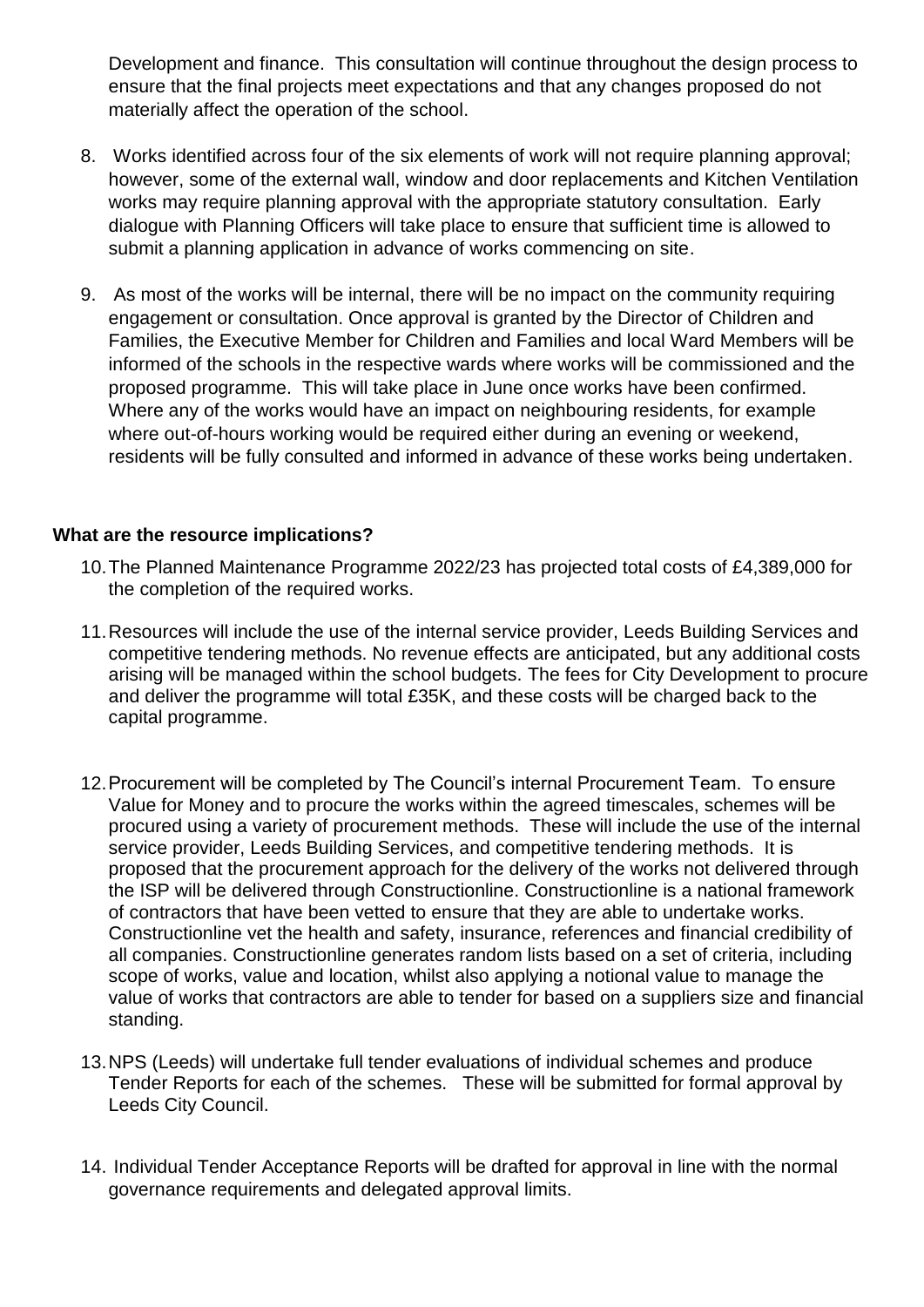Development and finance. This consultation will continue throughout the design process to ensure that the final projects meet expectations and that any changes proposed do not materially affect the operation of the school.

8. Works identified across four of the six elements of work will not require planning approval; however, some of the external wall, window and door replacements and Kitchen Ventilation works may require planning approval with the appropriate statutory consultation. Early dialogue with Planning Officers will take place to ensure that sufficient time is allowed to submit a planning application in advance of works commencing on site.

9. As most of the works will be internal, there will be no impact on the community requiring engagement or consultation. Once approval is granted by the Director of Children and Families, the Executive Member for Children and Families and local Ward Members will be informed of the schools in the respective wards where works will be commissioned and the proposed programme. This will take place in June once works have been confirmed. Where any of the works would have an impact on neighbouring residents, for example where out-of-hours working would be required either during an evening or weekend, residents will be fully consulted and informed in advance of these works being undertaken.

**What are the resource implications?**

10. The Planned Maintenance Programme 2022/23 has projected total costs of £4,389,000 for the completion of the required works.

11. Resources will include the use of the internal service provider, Leeds Building Services and competitive tendering methods. No revenue effects are anticipated, but any additional costs arising will be managed within the school budgets. The fees for City Development to procure and deliver the programme will total £35K, and these costs will be charged back to the capital programme.

12. Procurement will be completed by The Council's internal Procurement Team. To ensure Value for Money and to procure the works within the agreed timescales, schemes will be procured using a variety of procurement methods. These will include the use of the internal service provider, Leeds Building Services, and competitive tendering methods. It is proposed that the procurement approach for the delivery of the works not delivered through the ISP will be delivered through Constructionline. Constructionline is a national framework of contractors that have been vetted to ensure that they are able to undertake works. Constructionline vet the health and safety, insurance, references and financial credibility of all companies. Constructionline generates random lists based on a set of criteria, including scope of works, value and location, whilst also applying a notional value to manage the value of works that contractors are able to tender for based on a suppliers size and financial standing.

13. NPS (Leeds) will undertake full tender evaluations of individual schemes and produce Tender Reports for each of the schemes. These will be submitted for formal approval by Leeds City Council.

14. Individual Tender Acceptance Reports will be drafted for approval in line with the normal governance requirements and delegated approval limits.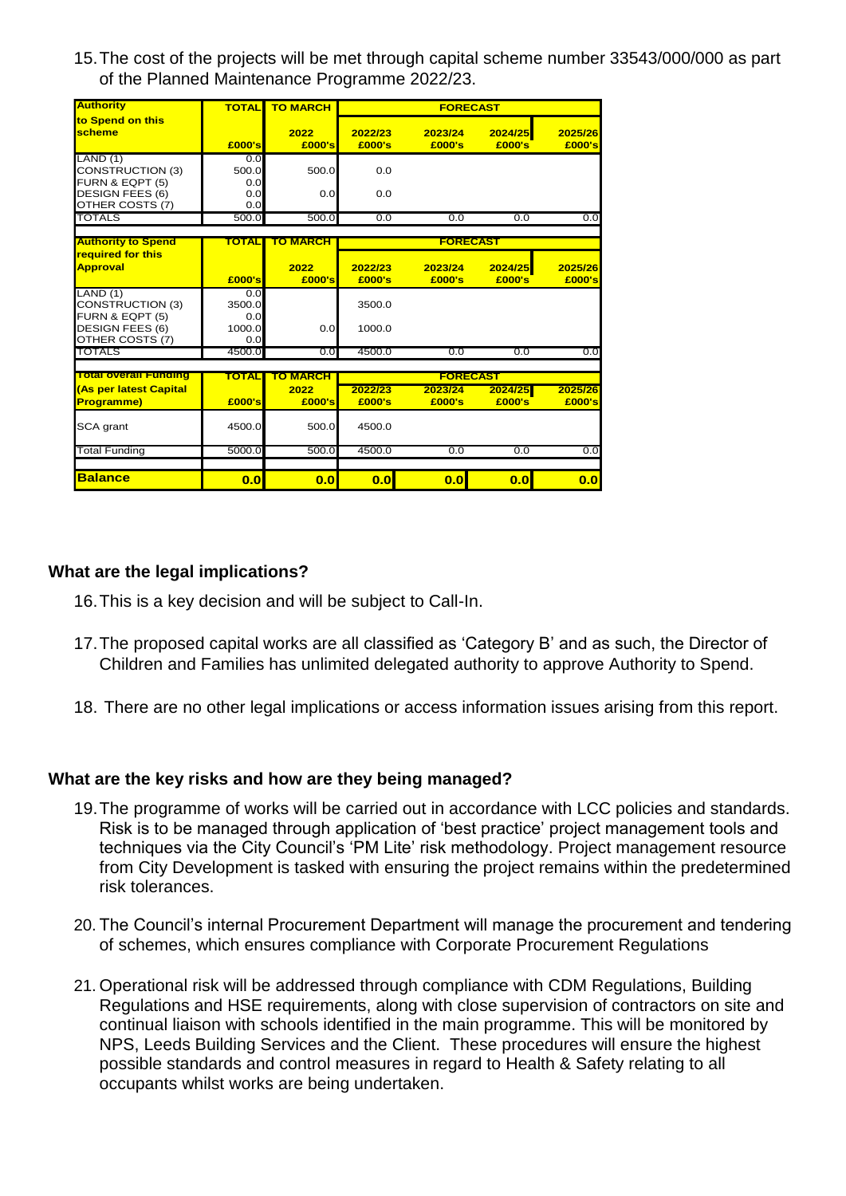15. The cost of the projects will be met through capital scheme number 33543/000/000 as part of the Planned Maintenance Programme 2022/23.

| Authority to Spend on this scheme | TOTAL | TO MARCH | FORECAST | | | |
|---|---|---|---|---|---|---|
| | | 2022 | 2022/23 | 2023/24 | 2024/25 | 2025/26 |
| | £000's | £000's | £000's | £000's | £000's | £000's |
| LAND (1) | 0.0 | | | | | |
| CONSTRUCTION (3) | 500.0 | 500.0 | 0.0 | | | |
| FURN & EQPT (5) | 0.0 | | | | | |
| DESIGN FEES (6) | 0.0 | 0.0 | 0.0 | | | |
| OTHER COSTS (7) | 0.0 | | | | | |
| TOTALS | 500.0 | 500.0 | 0.0 | 0.0 | 0.0 | 0.0 |

| Authority to Spend required for this Approval | TOTAL | TO MARCH | FORECAST | | | |
|---|---|---|---|---|---|---|
| | | 2022 | 2022/23 | 2023/24 | 2024/25 | 2025/26 |
| | £000's | £000's | £000's | £000's | £000's | £000's |
| LAND (1) | 0.0 | | | | | |
| CONSTRUCTION (3) | 3500.0 | | 3500.0 | | | |
| FURN & EQPT (5) | 0.0 | | | | | |
| DESIGN FEES (6) | 1000.0 | 0.0 | 1000.0 | | | |
| OTHER COSTS (7) | 0.0 | | | | | |
| TOTALS | 4500.0 | 0.0 | 4500.0 | 0.0 | 0.0 | 0.0 |

| Total overall Funding (As per latest Capital Programme) | TOTAL | TO MARCH | FORECAST | | | |
|---|---|---|---|---|---|---|
| | | 2022 | 2022/23 | 2023/24 | 2024/25 | 2025/26 |
| | £000's | £000's | £000's | £000's | £000's | £000's |
| SCA grant | 4500.0 | 500.0 | 4500.0 | | | |
| Total Funding | 5000.0 | 500.0 | 4500.0 | 0.0 | 0.0 | 0.0 |
| **Balance** | **0.0** | **0.0** | **0.0** | **0.0** | **0.0** | **0.0** |

### What are the legal implications?

16. This is a key decision and will be subject to Call-In.

17. The proposed capital works are all classified as 'Category B' and as such, the Director of Children and Families has unlimited delegated authority to approve Authority to Spend.

18. There are no other legal implications or access information issues arising from this report.

### What are the key risks and how are they being managed?

19. The programme of works will be carried out in accordance with LCC policies and standards. Risk is to be managed through application of 'best practice' project management tools and techniques via the City Council's 'PM Lite' risk methodology. Project management resource from City Development is tasked with ensuring the project remains within the predetermined risk tolerances.

20. The Council's internal Procurement Department will manage the procurement and tendering of schemes, which ensures compliance with Corporate Procurement Regulations

21. Operational risk will be addressed through compliance with CDM Regulations, Building Regulations and HSE requirements, along with close supervision of contractors on site and continual liaison with schools identified in the main programme. This will be monitored by NPS, Leeds Building Services and the Client. These procedures will ensure the highest possible standards and control measures in regard to Health & Safety relating to all occupants whilst works are being undertaken.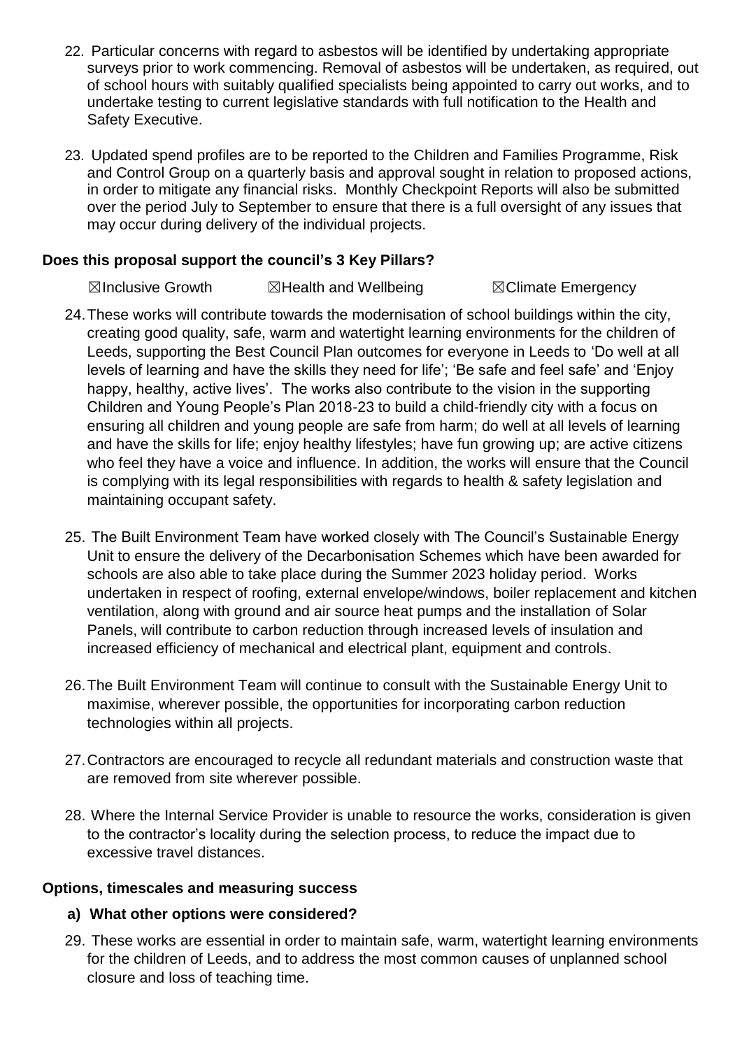22. Particular concerns with regard to asbestos will be identified by undertaking appropriate surveys prior to work commencing. Removal of asbestos will be undertaken, as required, out of school hours with suitably qualified specialists being appointed to carry out works, and to undertake testing to current legislative standards with full notification to the Health and Safety Executive.

23. Updated spend profiles are to be reported to the Children and Families Programme, Risk and Control Group on a quarterly basis and approval sought in relation to proposed actions, in order to mitigate any financial risks. Monthly Checkpoint Reports will also be submitted over the period July to September to ensure that there is a full oversight of any issues that may occur during delivery of the individual projects.

**Does this proposal support the council's 3 Key Pillars?**

☒Inclusive Growth ☒Health and Wellbeing ☒Climate Emergency

24. These works will contribute towards the modernisation of school buildings within the city, creating good quality, safe, warm and watertight learning environments for the children of Leeds, supporting the Best Council Plan outcomes for everyone in Leeds to 'Do well at all levels of learning and have the skills they need for life'; 'Be safe and feel safe' and 'Enjoy happy, healthy, active lives'. The works also contribute to the vision in the supporting Children and Young People's Plan 2018-23 to build a child-friendly city with a focus on ensuring all children and young people are safe from harm; do well at all levels of learning and have the skills for life; enjoy healthy lifestyles; have fun growing up; are active citizens who feel they have a voice and influence. In addition, the works will ensure that the Council is complying with its legal responsibilities with regards to health & safety legislation and maintaining occupant safety.

25. The Built Environment Team have worked closely with The Council's Sustainable Energy Unit to ensure the delivery of the Decarbonisation Schemes which have been awarded for schools are also able to take place during the Summer 2023 holiday period. Works undertaken in respect of roofing, external envelope/windows, boiler replacement and kitchen ventilation, along with ground and air source heat pumps and the installation of Solar Panels, will contribute to carbon reduction through increased levels of insulation and increased efficiency of mechanical and electrical plant, equipment and controls.

26. The Built Environment Team will continue to consult with the Sustainable Energy Unit to maximise, wherever possible, the opportunities for incorporating carbon reduction technologies within all projects.

27. Contractors are encouraged to recycle all redundant materials and construction waste that are removed from site wherever possible.

28. Where the Internal Service Provider is unable to resource the works, consideration is given to the contractor's locality during the selection process, to reduce the impact due to excessive travel distances.

**Options, timescales and measuring success**

**a) What other options were considered?**

29. These works are essential in order to maintain safe, warm, watertight learning environments for the children of Leeds, and to address the most common causes of unplanned school closure and loss of teaching time.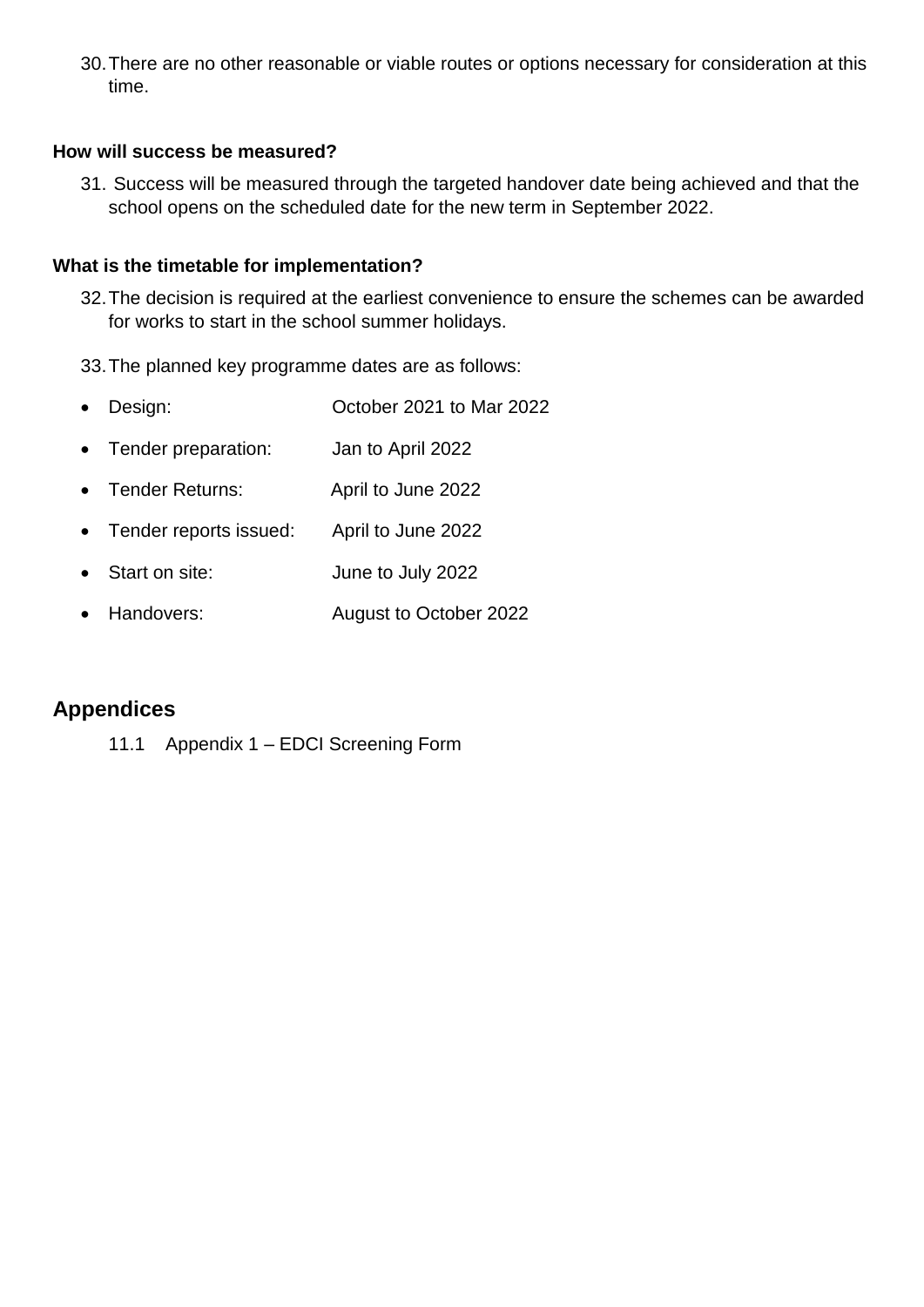30. There are no other reasonable or viable routes or options necessary for consideration at this time.

**How will success be measured?**

31. Success will be measured through the targeted handover date being achieved and that the school opens on the scheduled date for the new term in September 2022.

**What is the timetable for implementation?**

32. The decision is required at the earliest convenience to ensure the schemes can be awarded for works to start in the school summer holidays.

33. The planned key programme dates are as follows:

- Design: October 2021 to Mar 2022
- Tender preparation: Jan to April 2022
- Tender Returns: April to June 2022
- Tender reports issued: April to June 2022
- Start on site: June to July 2022
- Handovers: August to October 2022

## Appendices

11.1 Appendix 1 – EDCI Screening Form